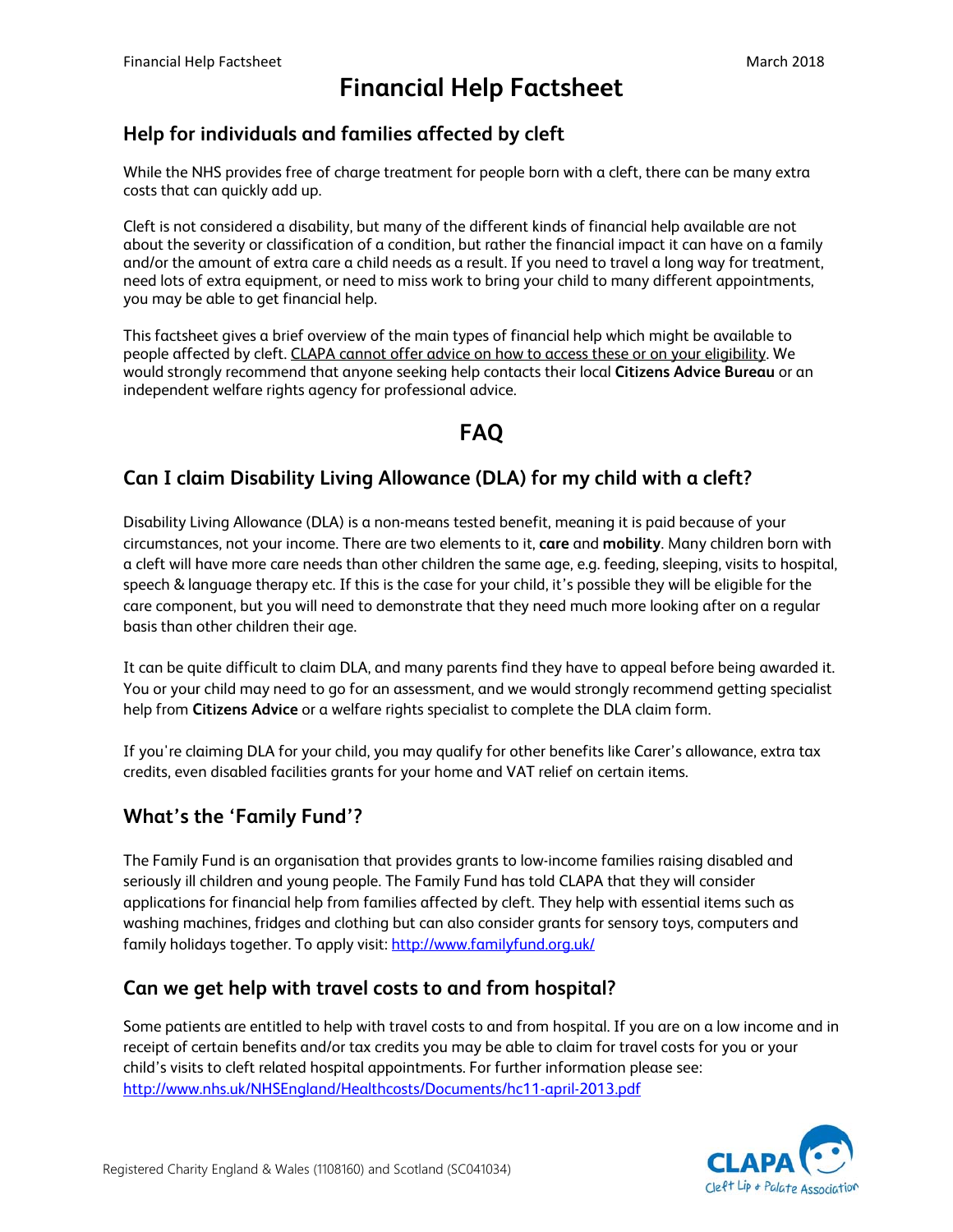# Financial Help Factsheet

## Help for individuals and families affected by cleft

While the NHS provides free of charge treatment for people born with a cleft, there can be many extra costs that can quickly add up.

Cleft is not considered a disability, but many of the different kinds of financial help available are not about the severity or classification of a condition, but rather the financial impact it can have on a family and/or the amount of extra care a child needs as a result. If you need to travel a long way for treatment, need lots of extra equipment, or need to miss work to bring your child to many different appointments, you may be able to get financial help.

This factsheet gives a brief overview of the main types of financial help which might be available to people affected by cleft. CLAPA cannot offer advice on how to access these or on your eligibility. We would strongly recommend that anyone seeking help contacts their local **Citizens Advice Bureau** or an independent welfare rights agency for professional advice.

## FAQ

### Can I claim Disability Living Allowance (DLA) for my child with a cleft?

Disability Living Allowance (DLA) is a non-means tested benefit, meaning it is paid because of your circumstances, not your income. There are two elements to it, **care** and **mobility**. Many children born with a cleft will have more care needs than other children the same age, e.g. feeding, sleeping, visits to hospital, speech & language therapy etc. If this is the case for your child, it's possible they will be eligible for the care component, but you will need to demonstrate that they need much more looking after on a regular basis than other children their age.

It can be quite difficult to claim DLA, and many parents find they have to appeal before being awarded it. You or your child may need to go for an assessment, and we would strongly recommend getting specialist help from **Citizens Advice** or a welfare rights specialist to complete the DLA claim form.

If you're claiming DLA for your child, you may qualify for other benefits like Carer's allowance, extra tax credits, even disabled facilities grants for your home and VAT relief on certain items.

### What's the 'Family Fund'?

The Family Fund is an organisation that provides grants to low-income families raising disabled and seriously ill children and young people. The Family Fund has told CLAPA that they will consider applications for financial help from families affected by cleft. They help with essential items such as washing machines, fridges and clothing but can also consider grants for sensory toys, computers and family holidays together. To apply visit: http://www.familyfund.org.uk/

### Can we get help with travel costs to and from hospital?

Some patients are entitled to help with travel costs to and from hospital. If you are on a low income and in receipt of certain benefits and/or tax credits you may be able to claim for travel costs for you or your child's visits to cleft related hospital appointments. For further information please see: http://www.nhs.uk/NHSEngland/Healthcosts/Documents/hc11-april-2013.pdf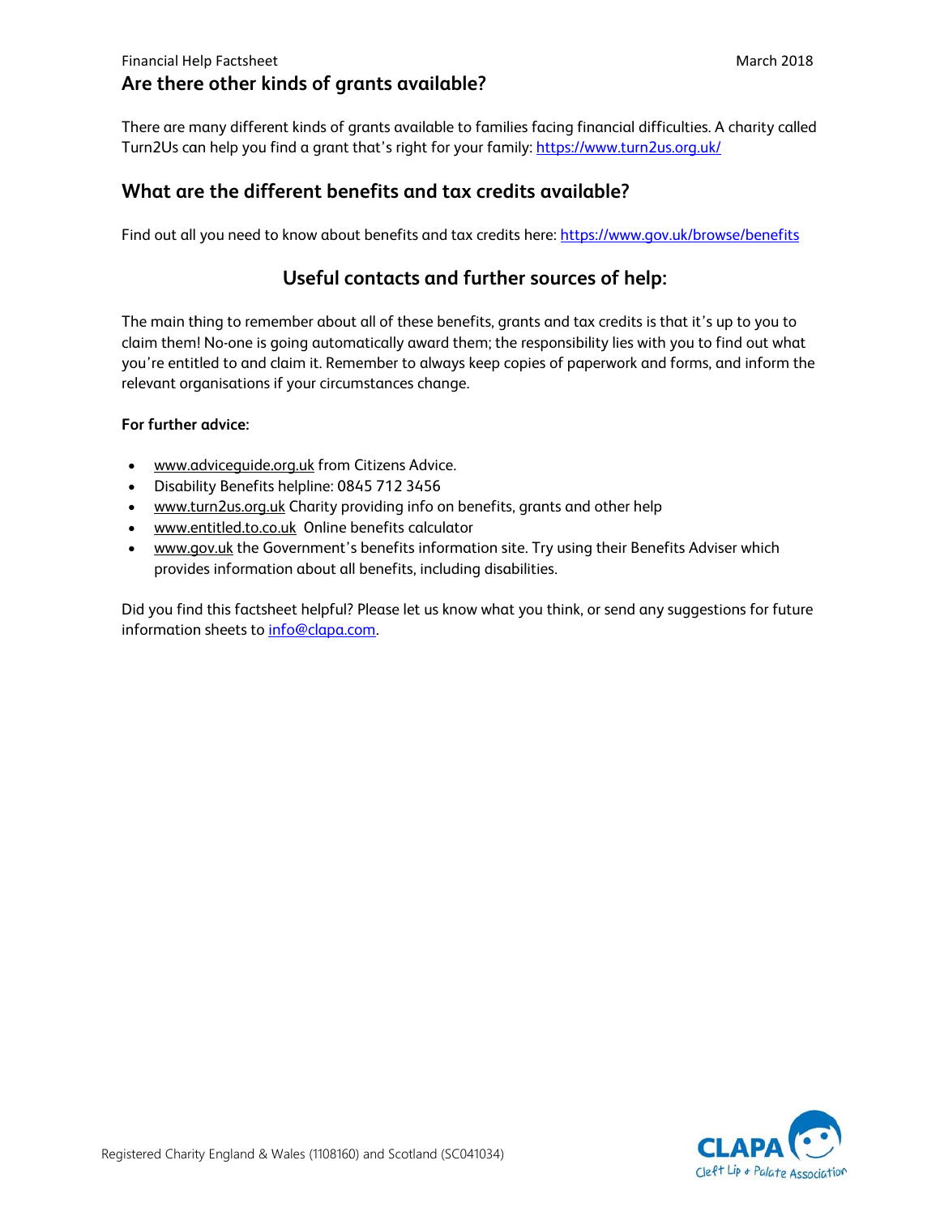## Are there other kinds of grants available?

There are many different kinds of grants available to families facing financial difficulties. A charity called Turn2Us can help you find a grant that's right for your family: https://www.turn2us.org.uk/

## What are the different benefits and tax credits available?

Find out all you need to know about benefits and tax credits here: https://www.gov.uk/browse/benefits

## Useful contacts and further sources of help:

The main thing to remember about all of these benefits, grants and tax credits is that it's up to you to claim them! No-one is going automatically award them; the responsibility lies with you to find out what you're entitled to and claim it. Remember to always keep copies of paperwork and forms, and inform the relevant organisations if your circumstances change.

**For further advice:**

- www.adviceguide.org.uk from Citizens Advice.
- Disability Benefits helpline: 0845 712 3456
- www.turn2us.org.uk Charity providing info on benefits, grants and other help
- www.entitled.to.co.uk Online benefits calculator
- www.gov.uk the Government's benefits information site. Try using their Benefits Adviser which provides information about all benefits, including disabilities.

Did you find this factsheet helpful? Please let us know what you think, or send any suggestions for future information sheets to info@clapa.com.

Registered Charity England & Wales (1108160) and Scotland (SC041034)

CLAPA Cleft Lip & Palate Association